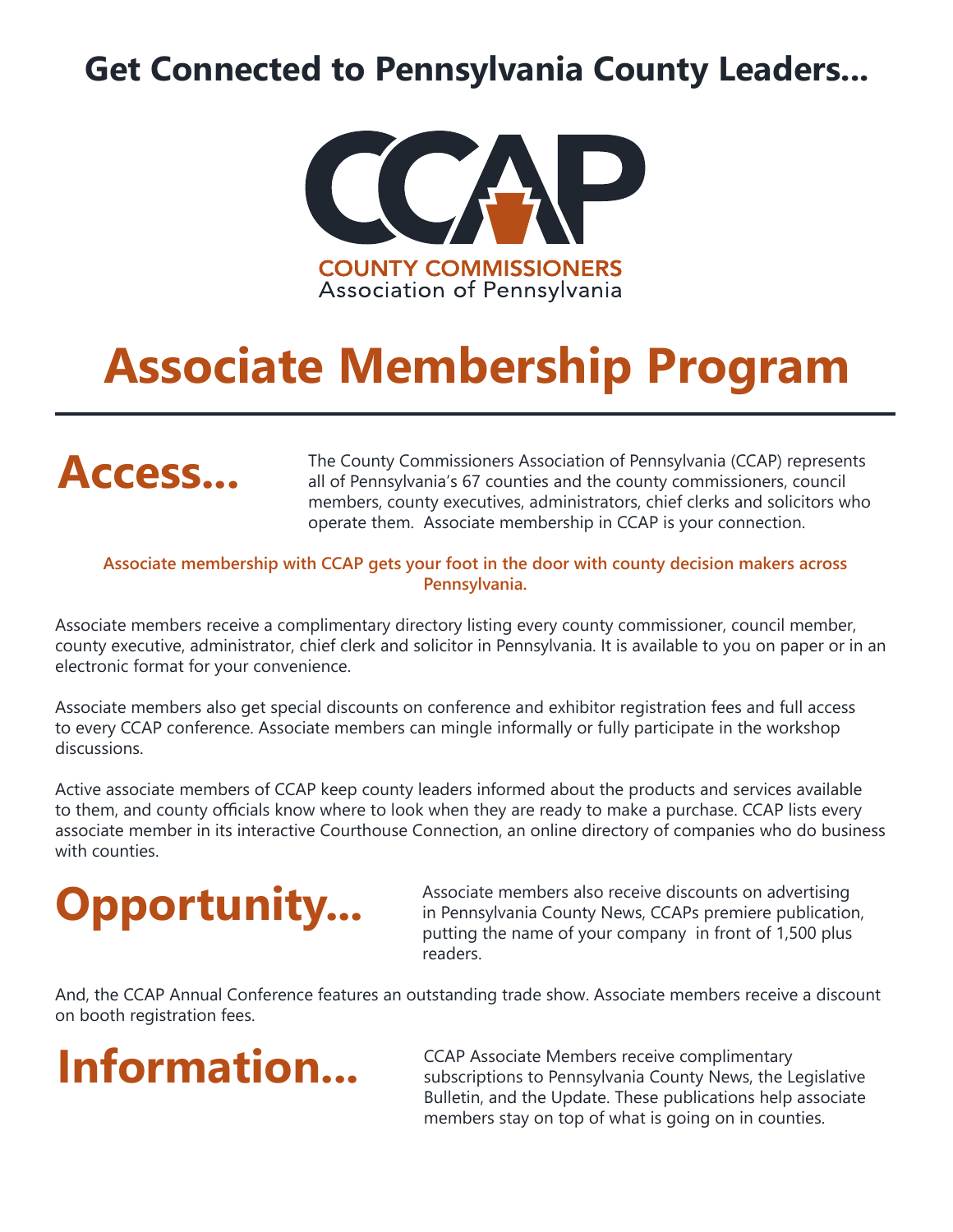## Get Connected to Pennsylvania County Leaders...

CCAP

COUNTY COMMISSIONERS
Association of Pennsylvania

# Associate Membership Program

## Access...

The County Commissioners Association of Pennsylvania (CCAP) represents all of Pennsylvania's 67 counties and the county commissioners, council members, county executives, administrators, chief clerks and solicitors who operate them. Associate membership in CCAP is your connection.

**Associate membership with CCAP gets your foot in the door with county decision makers across Pennsylvania.**

Associate members receive a complimentary directory listing every county commissioner, council member, county executive, administrator, chief clerk and solicitor in Pennsylvania. It is available to you on paper or in an electronic format for your convenience.

Associate members also get special discounts on conference and exhibitor registration fees and full access to every CCAP conference. Associate members can mingle informally or fully participate in the workshop discussions.

Active associate members of CCAP keep county leaders informed about the products and services available to them, and county officials know where to look when they are ready to make a purchase. CCAP lists every associate member in its interactive Courthouse Connection, an online directory of companies who do business with counties.

## Opportunity...

Associate members also receive discounts on advertising in Pennsylvania County News, CCAPs premiere publication, putting the name of your company in front of 1,500 plus readers.

And, the CCAP Annual Conference features an outstanding trade show. Associate members receive a discount on booth registration fees.

## Information...

CCAP Associate Members receive complimentary subscriptions to Pennsylvania County News, the Legislative Bulletin, and the Update. These publications help associate members stay on top of what is going on in counties.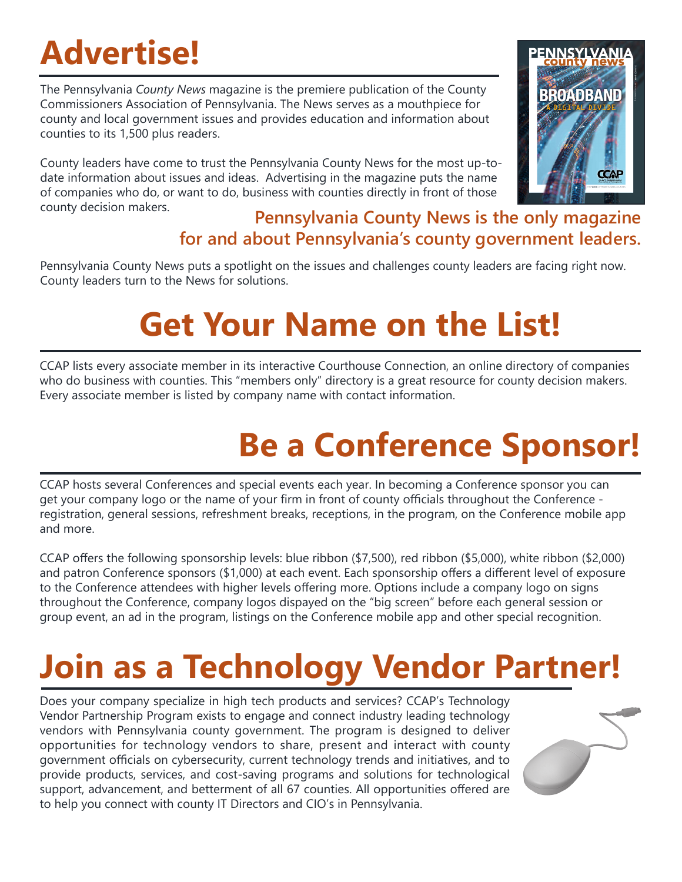# Advertise!

The Pennsylvania *County News* magazine is the premiere publication of the County Commissioners Association of Pennsylvania. The News serves as a mouthpiece for county and local government issues and provides education and information about counties to its 1,500 plus readers.

County leaders have come to trust the Pennsylvania County News for the most up-to-date information about issues and ideas. Advertising in the magazine puts the name of companies who do, or want to do, business with counties directly in front of those county decision makers.

**Pennsylvania County News is the only magazine for and about Pennsylvania's county government leaders.**

Pennsylvania County News puts a spotlight on the issues and challenges county leaders are facing right now. County leaders turn to the News for solutions.

# Get Your Name on the List!

CCAP lists every associate member in its interactive Courthouse Connection, an online directory of companies who do business with counties. This "members only" directory is a great resource for county decision makers. Every associate member is listed by company name with contact information.

# Be a Conference Sponsor!

CCAP hosts several Conferences and special events each year. In becoming a Conference sponsor you can get your company logo or the name of your firm in front of county officials throughout the Conference - registration, general sessions, refreshment breaks, receptions, in the program, on the Conference mobile app and more.

CCAP offers the following sponsorship levels: blue ribbon ($7,500), red ribbon ($5,000), white ribbon ($2,000) and patron Conference sponsors ($1,000) at each event. Each sponsorship offers a different level of exposure to the Conference attendees with higher levels offering more. Options include a company logo on signs throughout the Conference, company logos dispayed on the "big screen" before each general session or group event, an ad in the program, listings on the Conference mobile app and other special recognition.

# Join as a Technology Vendor Partner!

Does your company specialize in high tech products and services? CCAP's Technology Vendor Partnership Program exists to engage and connect industry leading technology vendors with Pennsylvania county government. The program is designed to deliver opportunities for technology vendors to share, present and interact with county government officials on cybersecurity, current technology trends and initiatives, and to provide products, services, and cost-saving programs and solutions for technological support, advancement, and betterment of all 67 counties. All opportunities offered are to help you connect with county IT Directors and CIO's in Pennsylvania.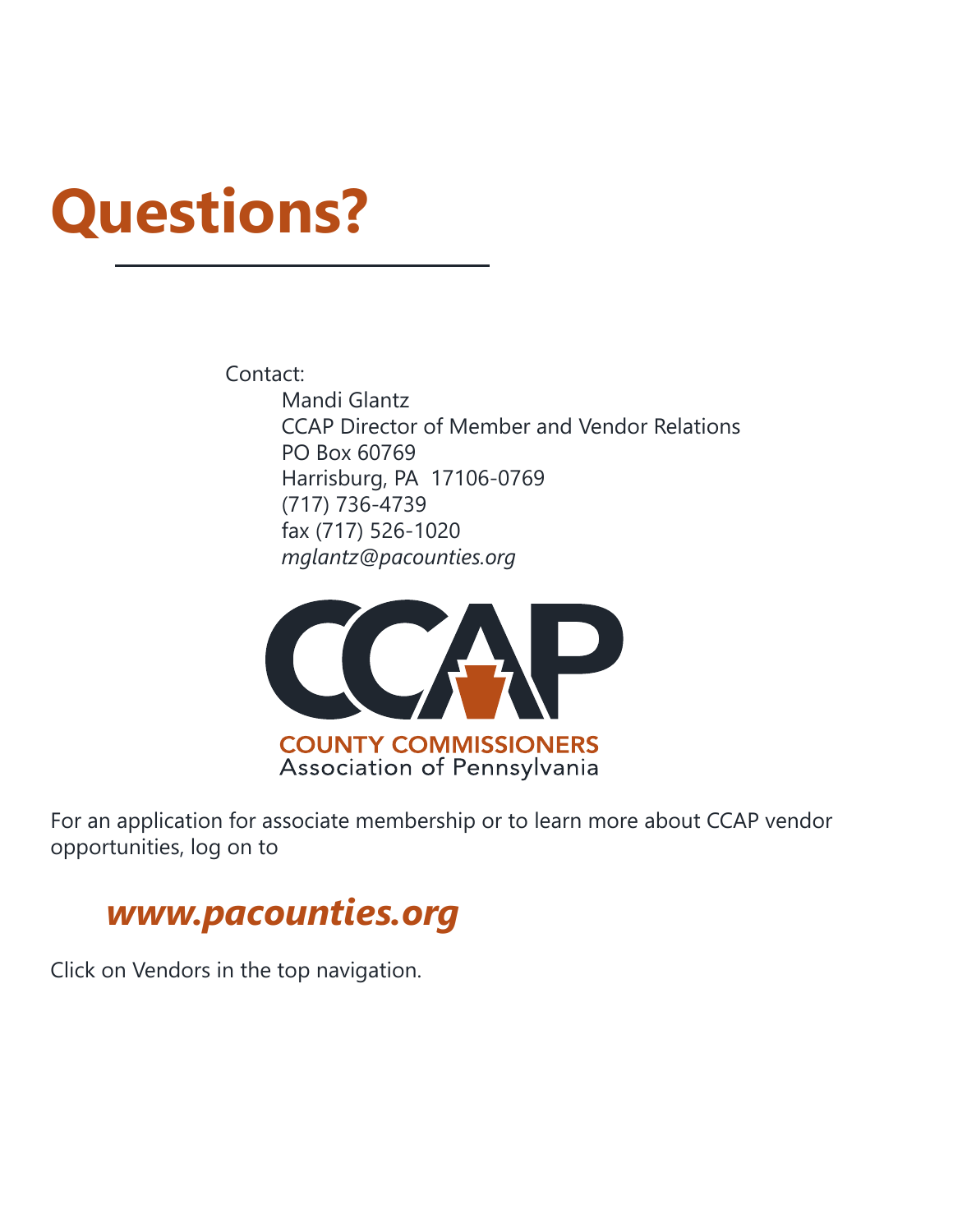# Questions?

Contact:

Mandi Glantz
CCAP Director of Member and Vendor Relations
PO Box 60769
Harrisburg, PA 17106-0769
(717) 736-4739
fax (717) 526-1020
*mglantz@pacounties.org*

CCAP
COUNTY COMMISSIONERS
Association of Pennsylvania

For an application for associate membership or to learn more about CCAP vendor opportunities, log on to

***www.pacounties.org***

Click on Vendors in the top navigation.